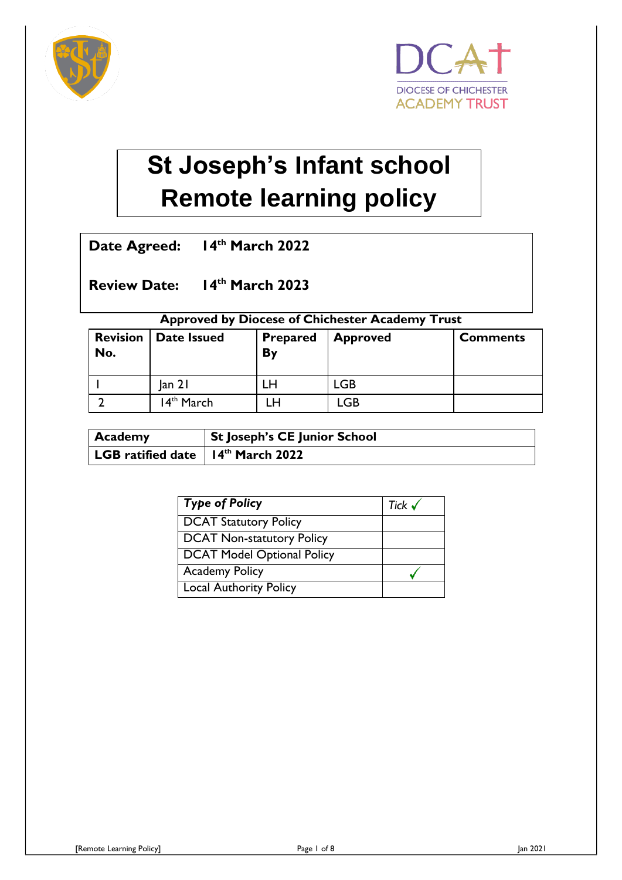# St Joseph's Infant school Remote learning policy

**Date Agreed:** 14th March 2022

**Review Date:** 14th March 2023

**Approved by Diocese of Chichester Academy Trust**

| Revision No. | Date Issued | Prepared By | Approved | Comments |
|---|---|---|---|---|
| 1 | Jan 21 | LH | LGB | |
| 2 | 14th March | LH | LGB | |

| Academy | St Joseph's CE Junior School |
|---|---|
| LGB ratified date | 14th March 2022 |

| *Type of Policy* | *Tick* ✓ |
|---|---|
| DCAT Statutory Policy | |
| DCAT Non-statutory Policy | |
| DCAT Model Optional Policy | |
| Academy Policy | ✓ |
| Local Authority Policy | |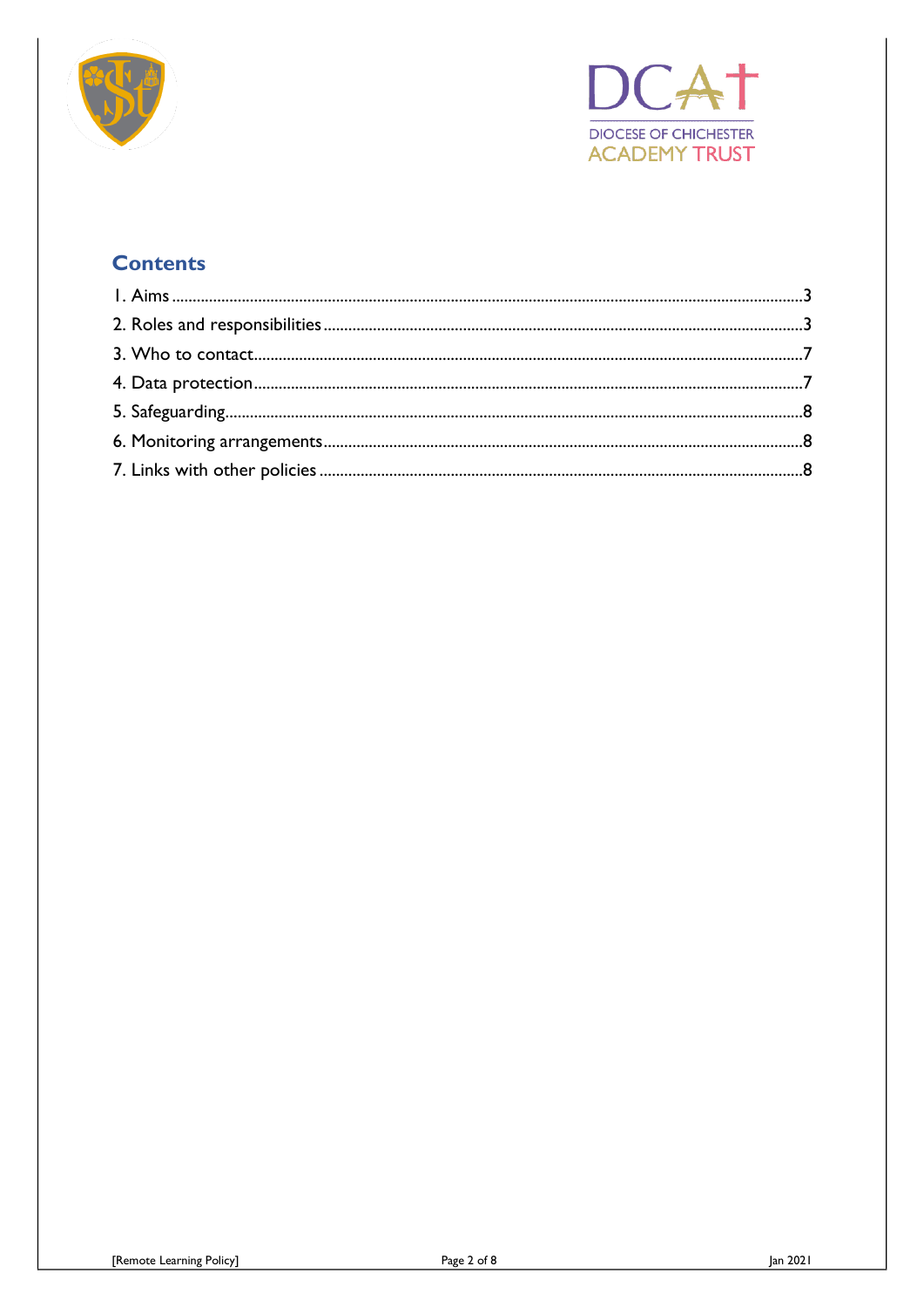## Contents

1. Aims ........................................................................................................................................3
2. Roles and responsibilities ......................................................................................................3
3. Who to contact.......................................................................................................................7
4. Data protection.......................................................................................................................7
5. Safeguarding...........................................................................................................................8
6. Monitoring arrangements.......................................................................................................8
7. Links with other policies ........................................................................................................8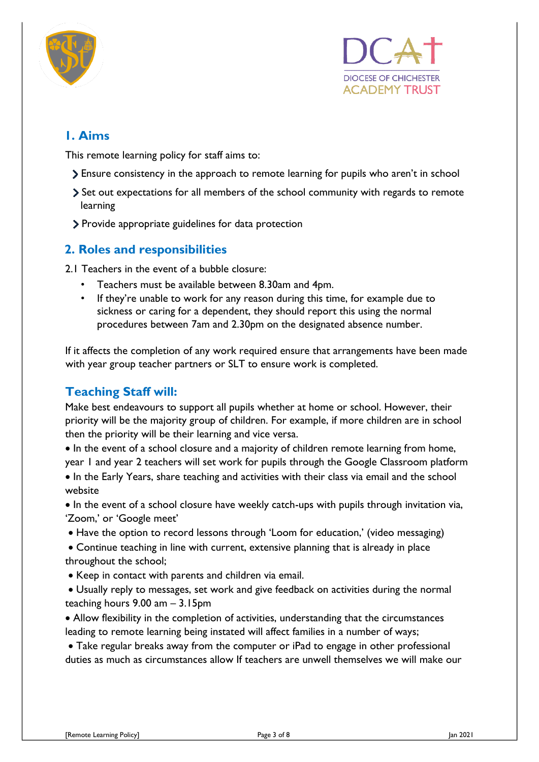## 1. Aims

This remote learning policy for staff aims to:

- Ensure consistency in the approach to remote learning for pupils who aren't in school
- Set out expectations for all members of the school community with regards to remote learning
- Provide appropriate guidelines for data protection

## 2. Roles and responsibilities

2.1 Teachers in the event of a bubble closure:

- Teachers must be available between 8.30am and 4pm.
- If they're unable to work for any reason during this time, for example due to sickness or caring for a dependent, they should report this using the normal procedures between 7am and 2.30pm on the designated absence number.

If it affects the completion of any work required ensure that arrangements have been made with year group teacher partners or SLT to ensure work is completed.

## Teaching Staff will:

Make best endeavours to support all pupils whether at home or school. However, their priority will be the majority group of children. For example, if more children are in school then the priority will be their learning and vice versa.

- In the event of a school closure and a majority of children remote learning from home, year 1 and year 2 teachers will set work for pupils through the Google Classroom platform
- In the Early Years, share teaching and activities with their class via email and the school website
- In the event of a school closure have weekly catch-ups with pupils through invitation via, 'Zoom,' or 'Google meet'
- Have the option to record lessons through 'Loom for education,' (video messaging)
- Continue teaching in line with current, extensive planning that is already in place throughout the school;
- Keep in contact with parents and children via email.
- Usually reply to messages, set work and give feedback on activities during the normal teaching hours 9.00 am – 3.15pm
- Allow flexibility in the completion of activities, understanding that the circumstances leading to remote learning being instated will affect families in a number of ways;
- Take regular breaks away from the computer or iPad to engage in other professional duties as much as circumstances allow If teachers are unwell themselves we will make our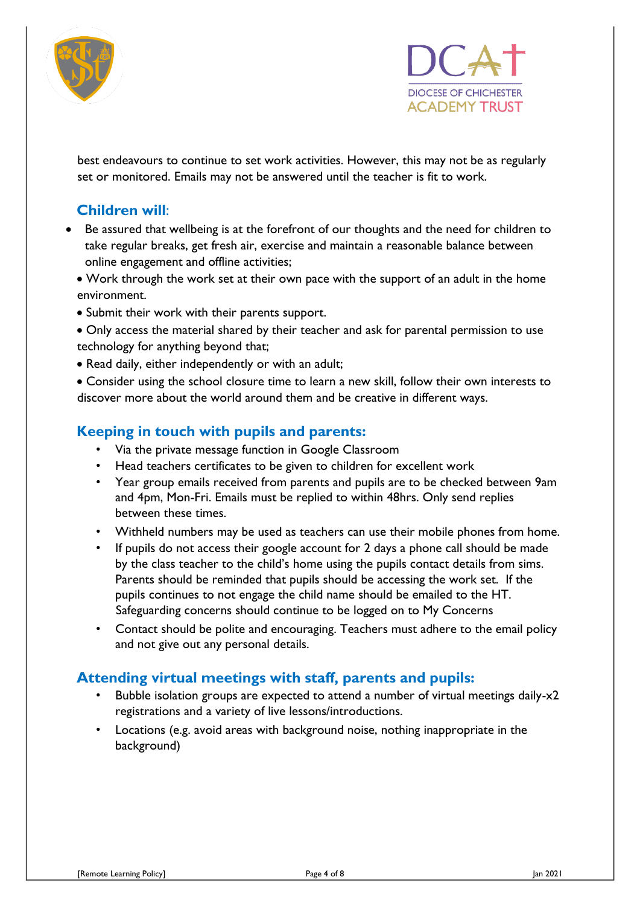best endeavours to continue to set work activities. However, this may not be as regularly set or monitored. Emails may not be answered until the teacher is fit to work.

## Children will:

- Be assured that wellbeing is at the forefront of our thoughts and the need for children to take regular breaks, get fresh air, exercise and maintain a reasonable balance between online engagement and offline activities;
- Work through the work set at their own pace with the support of an adult in the home environment.
- Submit their work with their parents support.
- Only access the material shared by their teacher and ask for parental permission to use technology for anything beyond that;
- Read daily, either independently or with an adult;
- Consider using the school closure time to learn a new skill, follow their own interests to discover more about the world around them and be creative in different ways.

## Keeping in touch with pupils and parents:

- Via the private message function in Google Classroom
- Head teachers certificates to be given to children for excellent work
- Year group emails received from parents and pupils are to be checked between 9am and 4pm, Mon-Fri. Emails must be replied to within 48hrs. Only send replies between these times.
- Withheld numbers may be used as teachers can use their mobile phones from home.
- If pupils do not access their google account for 2 days a phone call should be made by the class teacher to the child's home using the pupils contact details from sims. Parents should be reminded that pupils should be accessing the work set. If the pupils continues to not engage the child name should be emailed to the HT. Safeguarding concerns should continue to be logged on to My Concerns
- Contact should be polite and encouraging. Teachers must adhere to the email policy and not give out any personal details.

## Attending virtual meetings with staff, parents and pupils:

- Bubble isolation groups are expected to attend a number of virtual meetings daily-x2 registrations and a variety of live lessons/introductions.
- Locations (e.g. avoid areas with background noise, nothing inappropriate in the background)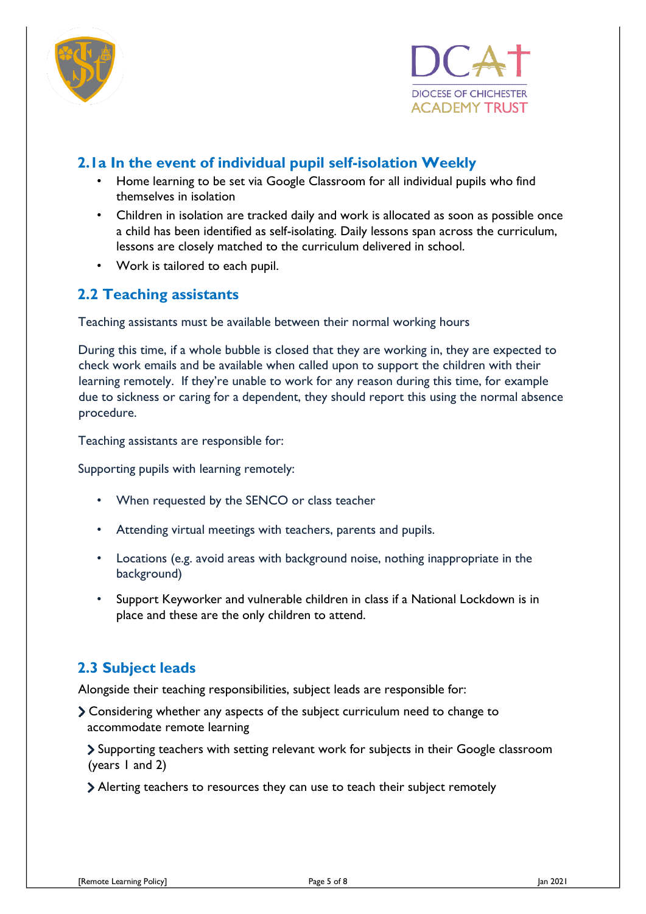## 2.1a In the event of individual pupil self-isolation Weekly

- Home learning to be set via Google Classroom for all individual pupils who find themselves in isolation
- Children in isolation are tracked daily and work is allocated as soon as possible once a child has been identified as self-isolating. Daily lessons span across the curriculum, lessons are closely matched to the curriculum delivered in school.
- Work is tailored to each pupil.

## 2.2 Teaching assistants

Teaching assistants must be available between their normal working hours

During this time, if a whole bubble is closed that they are working in, they are expected to check work emails and be available when called upon to support the children with their learning remotely. If they're unable to work for any reason during this time, for example due to sickness or caring for a dependent, they should report this using the normal absence procedure.

Teaching assistants are responsible for:

Supporting pupils with learning remotely:

- When requested by the SENCO or class teacher
- Attending virtual meetings with teachers, parents and pupils.
- Locations (e.g. avoid areas with background noise, nothing inappropriate in the background)
- Support Keyworker and vulnerable children in class if a National Lockdown is in place and these are the only children to attend.

## 2.3 Subject leads

Alongside their teaching responsibilities, subject leads are responsible for:

- Considering whether any aspects of the subject curriculum need to change to accommodate remote learning
- Supporting teachers with setting relevant work for subjects in their Google classroom (years 1 and 2)
- Alerting teachers to resources they can use to teach their subject remotely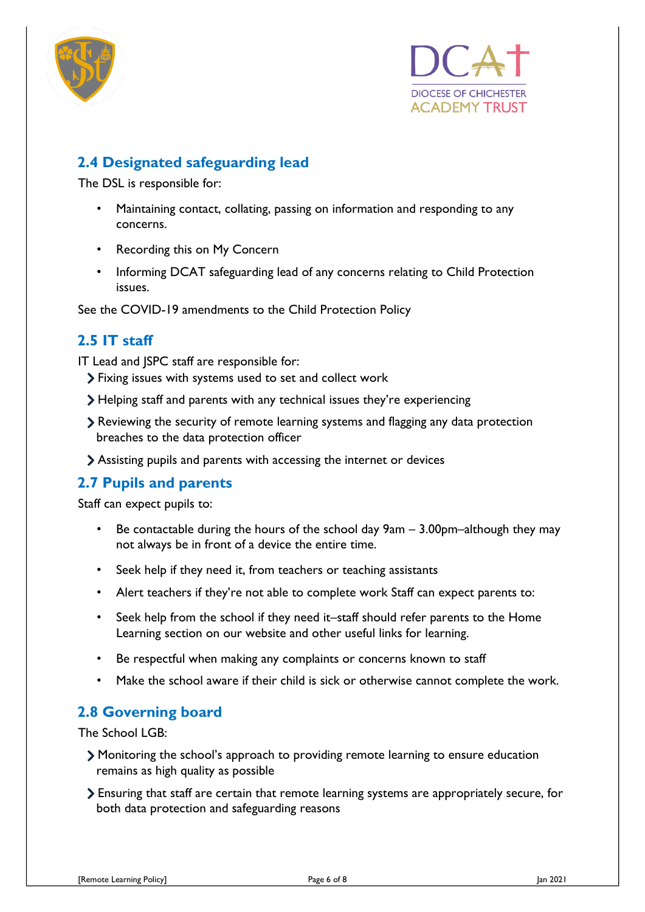## 2.4 Designated safeguarding lead

The DSL is responsible for:

- Maintaining contact, collating, passing on information and responding to any concerns.
- Recording this on My Concern
- Informing DCAT safeguarding lead of any concerns relating to Child Protection issues.

See the COVID-19 amendments to the Child Protection Policy

## 2.5 IT staff

IT Lead and JSPC staff are responsible for:

- Fixing issues with systems used to set and collect work
- Helping staff and parents with any technical issues they're experiencing
- Reviewing the security of remote learning systems and flagging any data protection breaches to the data protection officer
- Assisting pupils and parents with accessing the internet or devices

## 2.7 Pupils and parents

Staff can expect pupils to:

- Be contactable during the hours of the school day 9am – 3.00pm–although they may not always be in front of a device the entire time.
- Seek help if they need it, from teachers or teaching assistants
- Alert teachers if they're not able to complete work Staff can expect parents to:
- Seek help from the school if they need it–staff should refer parents to the Home Learning section on our website and other useful links for learning.
- Be respectful when making any complaints or concerns known to staff
- Make the school aware if their child is sick or otherwise cannot complete the work.

## 2.8 Governing board

The School LGB:

- Monitoring the school's approach to providing remote learning to ensure education remains as high quality as possible
- Ensuring that staff are certain that remote learning systems are appropriately secure, for both data protection and safeguarding reasons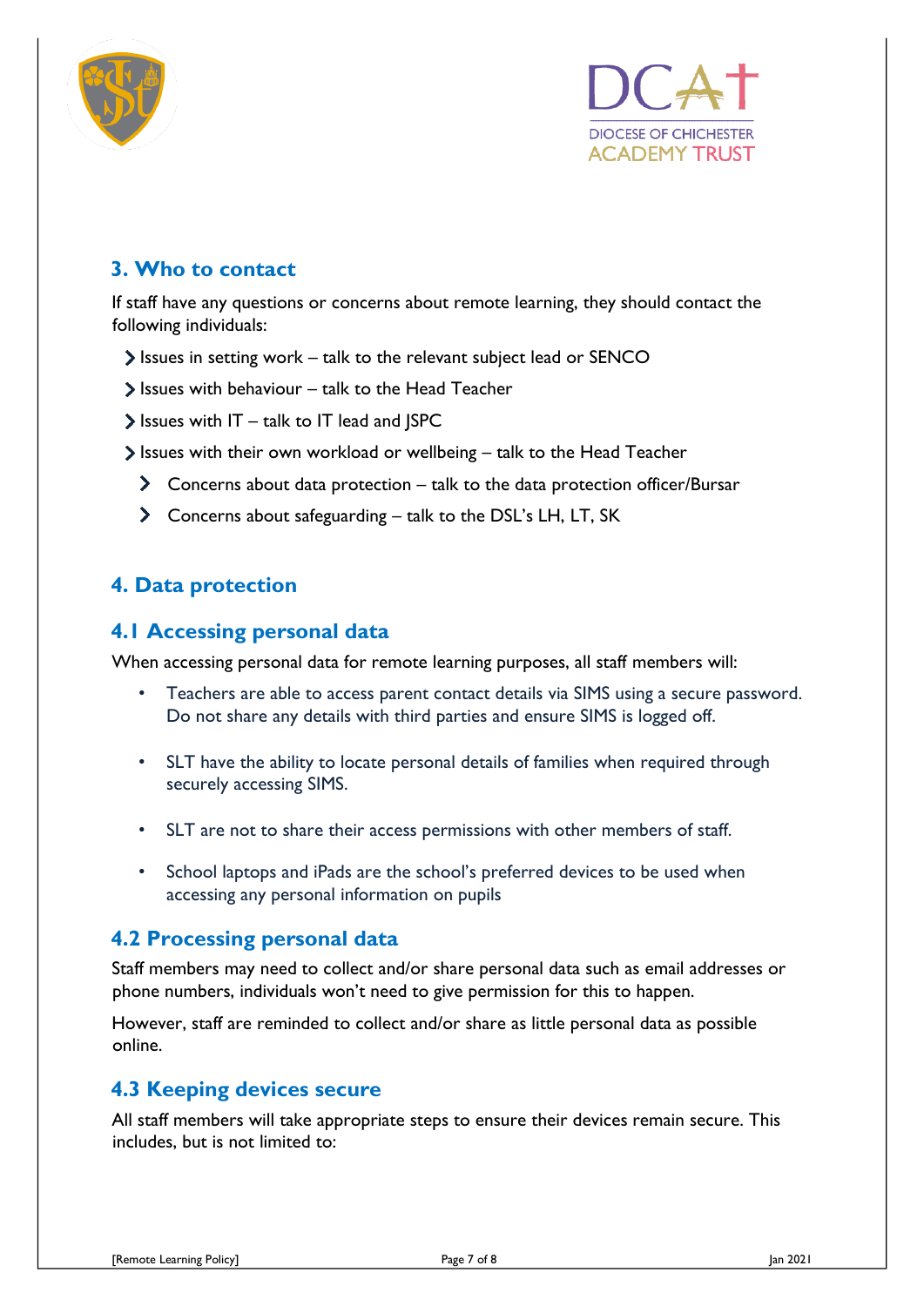## 3. Who to contact

If staff have any questions or concerns about remote learning, they should contact the following individuals:

- Issues in setting work – talk to the relevant subject lead or SENCO
- Issues with behaviour – talk to the Head Teacher
- Issues with IT – talk to IT lead and JSPC
- Issues with their own workload or wellbeing – talk to the Head Teacher
- Concerns about data protection – talk to the data protection officer/Bursar
- Concerns about safeguarding – talk to the DSL's LH, LT, SK

## 4. Data protection

### 4.1 Accessing personal data

When accessing personal data for remote learning purposes, all staff members will:

- Teachers are able to access parent contact details via SIMS using a secure password. Do not share any details with third parties and ensure SIMS is logged off.
- SLT have the ability to locate personal details of families when required through securely accessing SIMS.
- SLT are not to share their access permissions with other members of staff.
- School laptops and iPads are the school's preferred devices to be used when accessing any personal information on pupils

### 4.2 Processing personal data

Staff members may need to collect and/or share personal data such as email addresses or phone numbers, individuals won't need to give permission for this to happen.

However, staff are reminded to collect and/or share as little personal data as possible online.

### 4.3 Keeping devices secure

All staff members will take appropriate steps to ensure their devices remain secure. This includes, but is not limited to: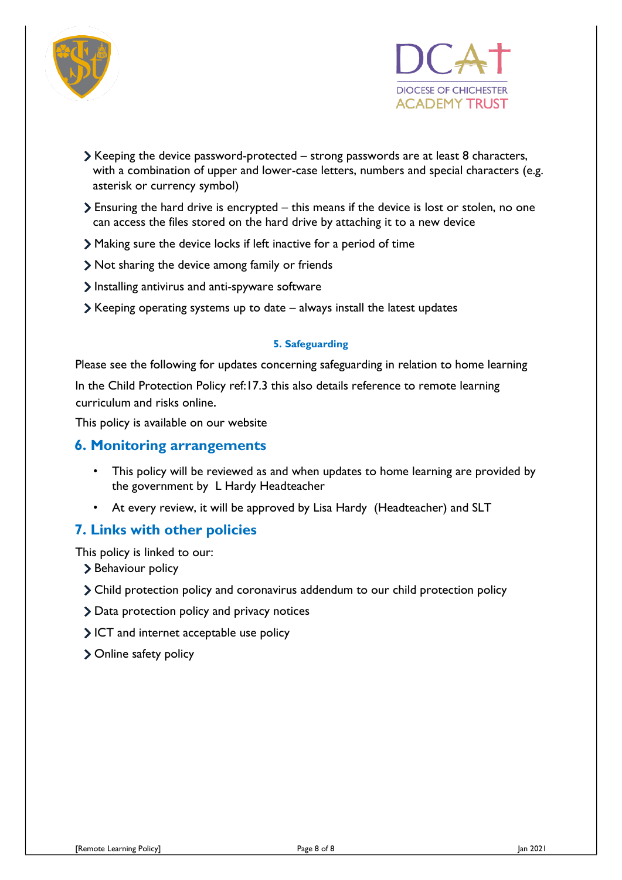- Keeping the device password-protected – strong passwords are at least 8 characters, with a combination of upper and lower-case letters, numbers and special characters (e.g. asterisk or currency symbol)
- Ensuring the hard drive is encrypted – this means if the device is lost or stolen, no one can access the files stored on the hard drive by attaching it to a new device
- Making sure the device locks if left inactive for a period of time
- Not sharing the device among family or friends
- Installing antivirus and anti-spyware software
- Keeping operating systems up to date – always install the latest updates

### 5. Safeguarding

Please see the following for updates concerning safeguarding in relation to home learning

In the Child Protection Policy ref:17.3 this also details reference to remote learning curriculum and risks online.

This policy is available on our website

## 6. Monitoring arrangements

- This policy will be reviewed as and when updates to home learning are provided by the government by L Hardy Headteacher
- At every review, it will be approved by Lisa Hardy (Headteacher) and SLT

## 7. Links with other policies

This policy is linked to our:

- Behaviour policy
- Child protection policy and coronavirus addendum to our child protection policy
- Data protection policy and privacy notices
- ICT and internet acceptable use policy
- Online safety policy